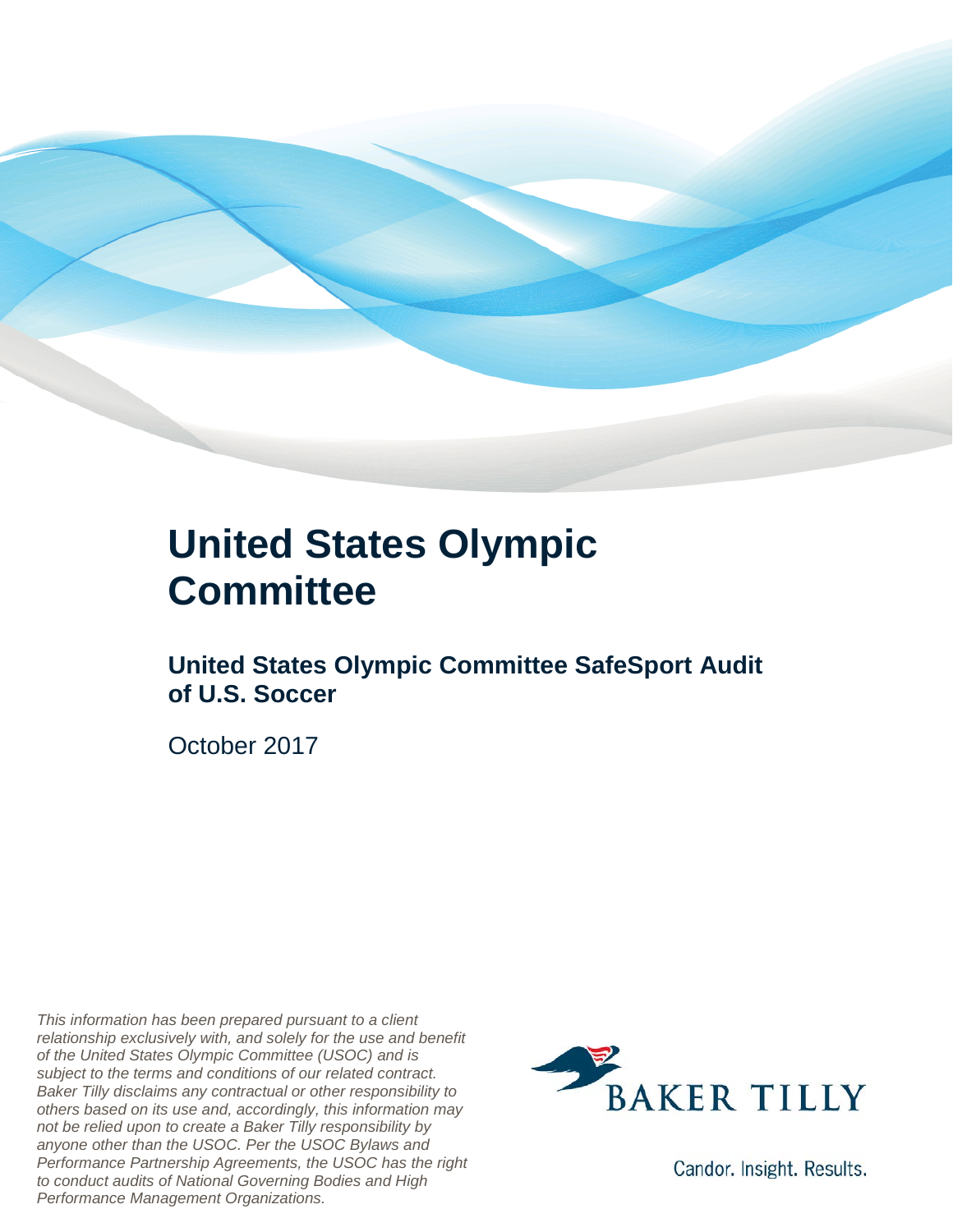# United States Olympic Committee

## United States Olympic Committee SafeSport Audit of U.S. Soccer

October 2017

*This information has been prepared pursuant to a client relationship exclusively with, and solely for the use and benefit of the United States Olympic Committee (USOC) and is subject to the terms and conditions of our related contract. Baker Tilly disclaims any contractual or other responsibility to others based on its use and, accordingly, this information may not be relied upon to create a Baker Tilly responsibility by anyone other than the USOC. Per the USOC Bylaws and Performance Partnership Agreements, the USOC has the right to conduct audits of National Governing Bodies and High Performance Management Organizations.*

BAKER TILLY

Candor. Insight. Results.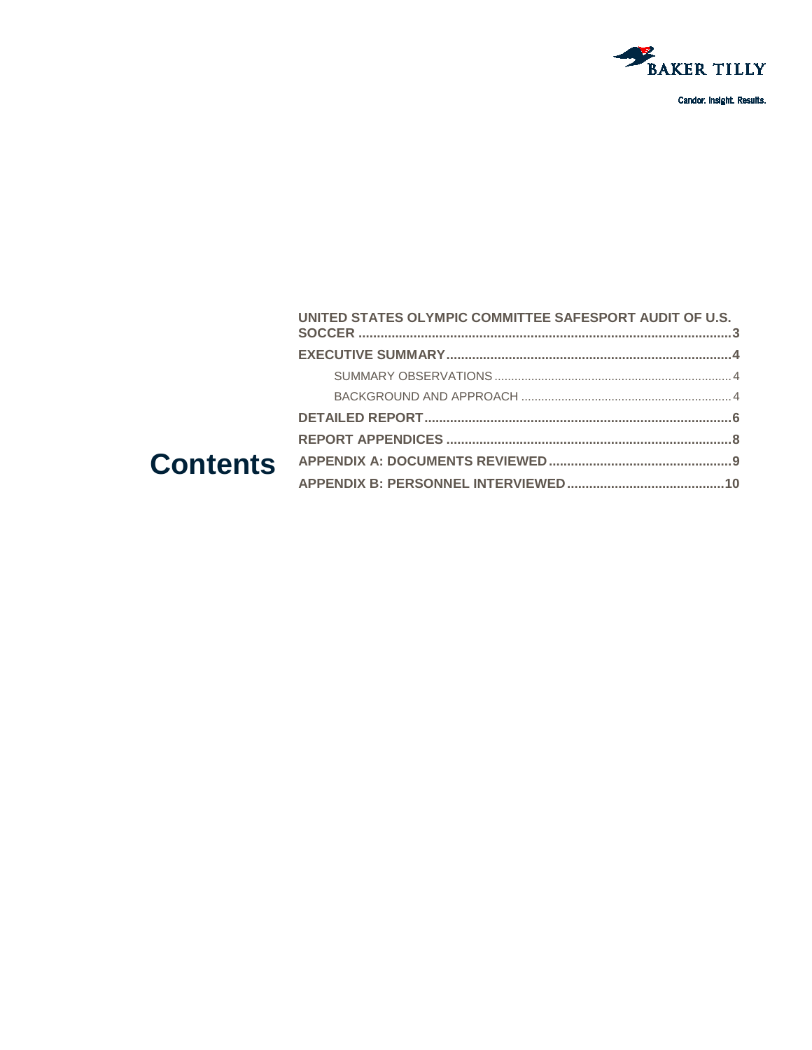# Contents

- UNITED STATES OLYMPIC COMMITTEE SAFESPORT AUDIT OF U.S. SOCCER .......... 3
- EXECUTIVE SUMMARY .......... 4
  - SUMMARY OBSERVATIONS .......... 4
  - BACKGROUND AND APPROACH .......... 4
- DETAILED REPORT .......... 6
- REPORT APPENDICES .......... 8
- APPENDIX A: DOCUMENTS REVIEWED .......... 9
- APPENDIX B: PERSONNEL INTERVIEWED .......... 10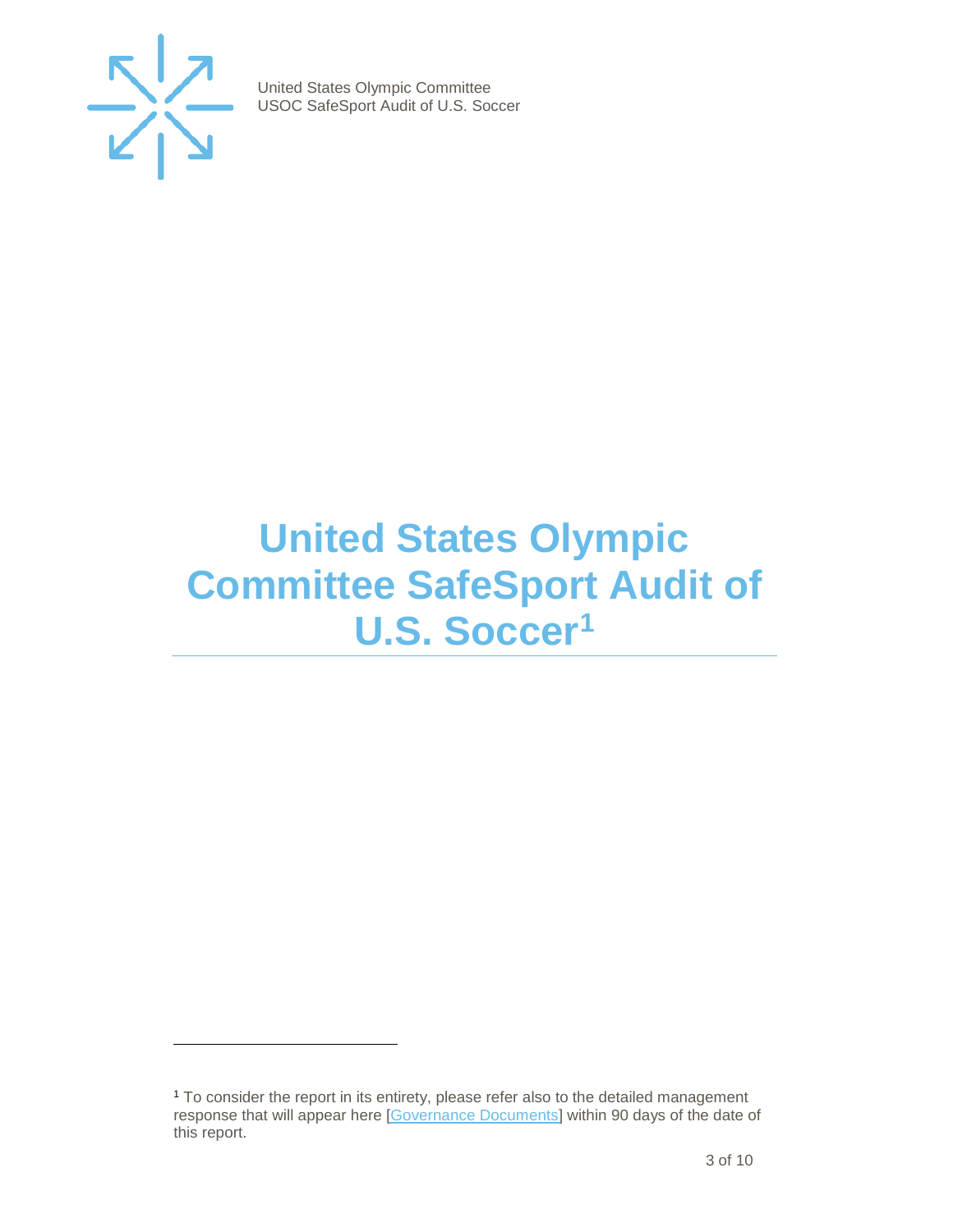# United States Olympic Committee SafeSport Audit of U.S. Soccer[1]

[1] To consider the report in its entirety, please refer also to the detailed management response that will appear here [Governance Documents] within 90 days of the date of this report.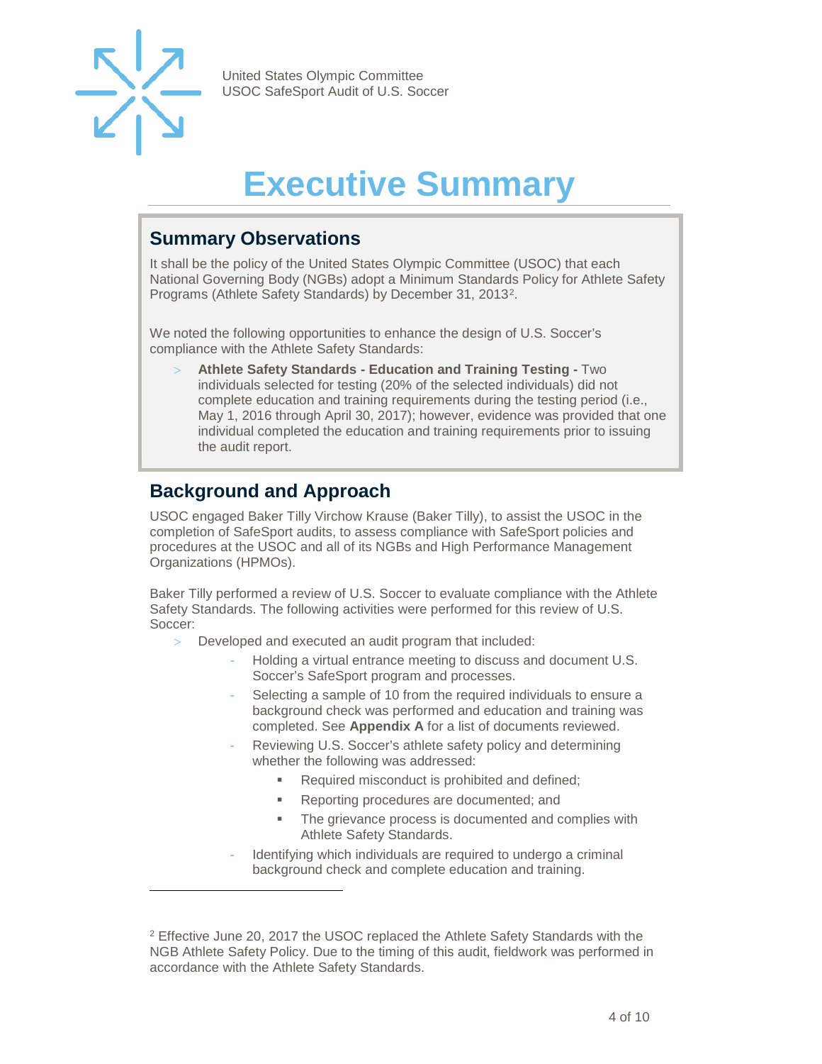# Executive Summary

## Summary Observations

It shall be the policy of the United States Olympic Committee (USOC) that each National Governing Body (NGBs) adopt a Minimum Standards Policy for Athlete Safety Programs (Athlete Safety Standards) by December 31, 2013[2].

We noted the following opportunities to enhance the design of U.S. Soccer's compliance with the Athlete Safety Standards:

- **Athlete Safety Standards - Education and Training Testing -** Two individuals selected for testing (20% of the selected individuals) did not complete education and training requirements during the testing period (i.e., May 1, 2016 through April 30, 2017); however, evidence was provided that one individual completed the education and training requirements prior to issuing the audit report.

## Background and Approach

USOC engaged Baker Tilly Virchow Krause (Baker Tilly), to assist the USOC in the completion of SafeSport audits, to assess compliance with SafeSport policies and procedures at the USOC and all of its NGBs and High Performance Management Organizations (HPMOs).

Baker Tilly performed a review of U.S. Soccer to evaluate compliance with the Athlete Safety Standards. The following activities were performed for this review of U.S. Soccer:

- Developed and executed an audit program that included:
  - Holding a virtual entrance meeting to discuss and document U.S. Soccer's SafeSport program and processes.
  - Selecting a sample of 10 from the required individuals to ensure a background check was performed and education and training was completed. See **Appendix A** for a list of documents reviewed.
  - Reviewing U.S. Soccer's athlete safety policy and determining whether the following was addressed:
    - Required misconduct is prohibited and defined;
    - Reporting procedures are documented; and
    - The grievance process is documented and complies with Athlete Safety Standards.
  - Identifying which individuals are required to undergo a criminal background check and complete education and training.

---

[2] Effective June 20, 2017 the USOC replaced the Athlete Safety Standards with the NGB Athlete Safety Policy. Due to the timing of this audit, fieldwork was performed in accordance with the Athlete Safety Standards.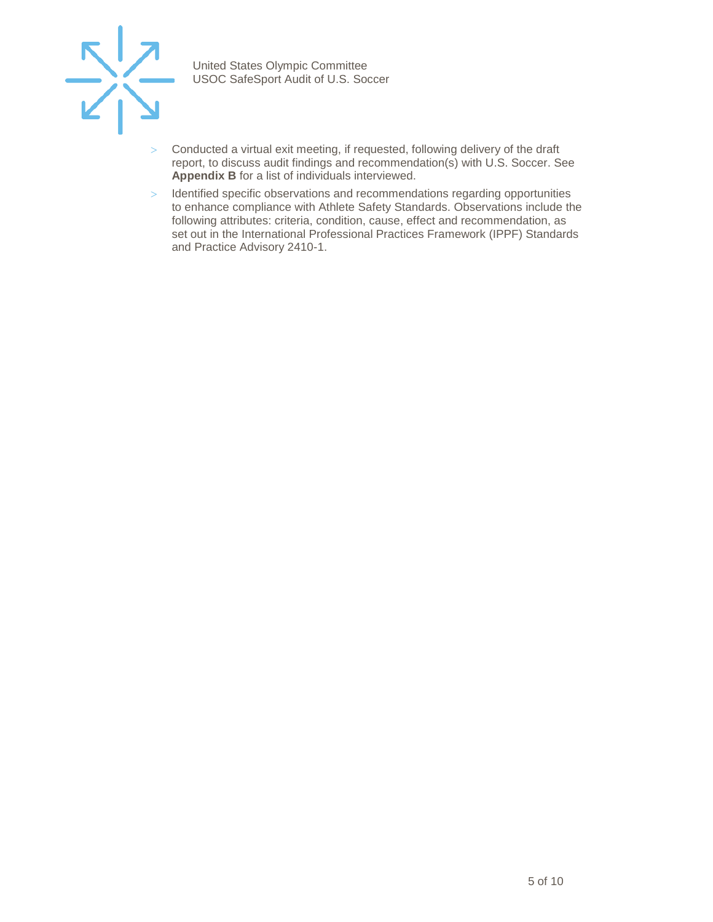- Conducted a virtual exit meeting, if requested, following delivery of the draft report, to discuss audit findings and recommendation(s) with U.S. Soccer. See **Appendix B** for a list of individuals interviewed.
- Identified specific observations and recommendations regarding opportunities to enhance compliance with Athlete Safety Standards. Observations include the following attributes: criteria, condition, cause, effect and recommendation, as set out in the International Professional Practices Framework (IPPF) Standards and Practice Advisory 2410-1.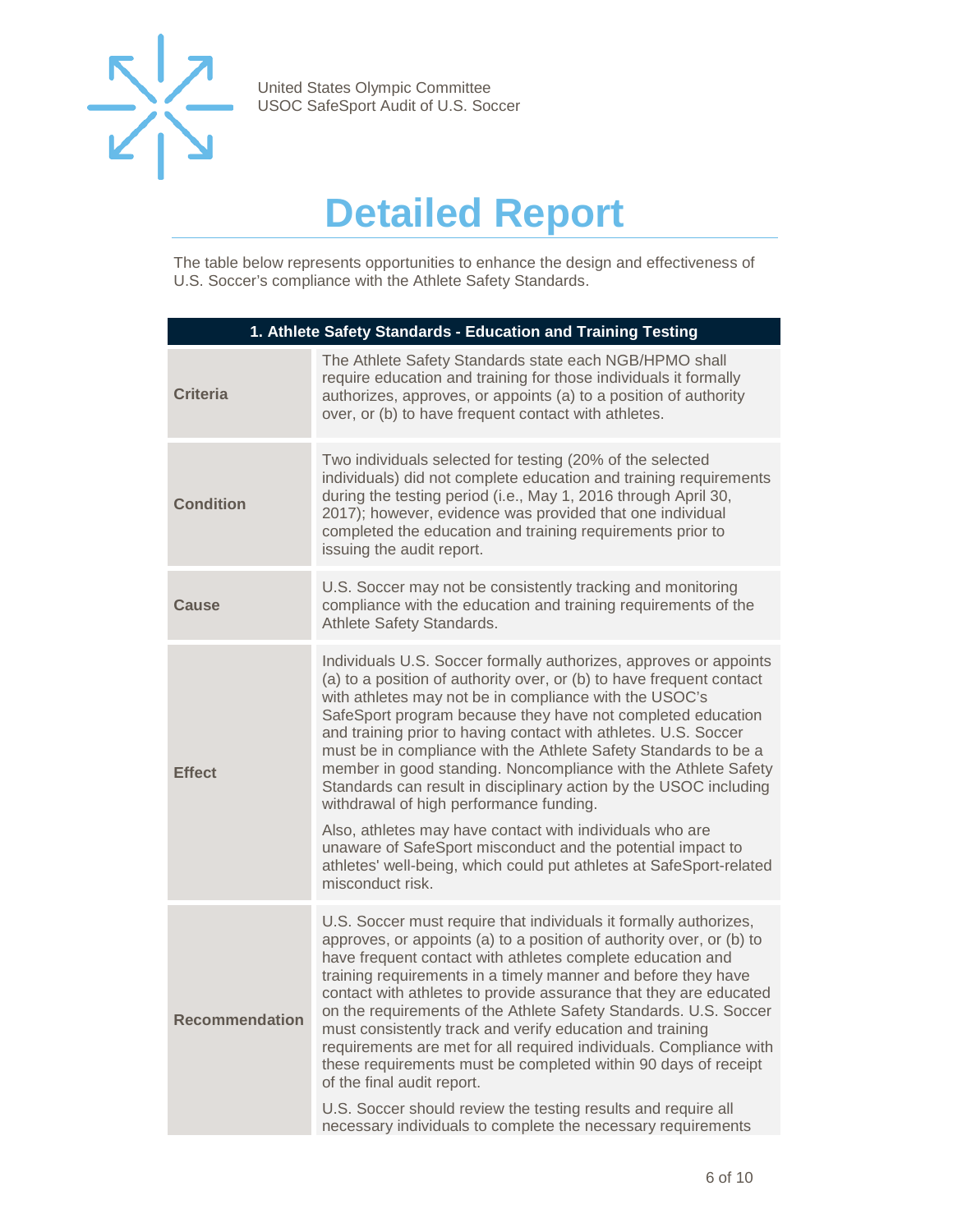# Detailed Report

The table below represents opportunities to enhance the design and effectiveness of U.S. Soccer's compliance with the Athlete Safety Standards.

| 1. Athlete Safety Standards - Education and Training Testing | |
|---|---|
| **Criteria** | The Athlete Safety Standards state each NGB/HPMO shall require education and training for those individuals it formally authorizes, approves, or appoints (a) to a position of authority over, or (b) to have frequent contact with athletes. |
| **Condition** | Two individuals selected for testing (20% of the selected individuals) did not complete education and training requirements during the testing period (i.e., May 1, 2016 through April 30, 2017); however, evidence was provided that one individual completed the education and training requirements prior to issuing the audit report. |
| **Cause** | U.S. Soccer may not be consistently tracking and monitoring compliance with the education and training requirements of the Athlete Safety Standards. |
| **Effect** | Individuals U.S. Soccer formally authorizes, approves or appoints (a) to a position of authority over, or (b) to have frequent contact with athletes may not be in compliance with the USOC's SafeSport program because they have not completed education and training prior to having contact with athletes. U.S. Soccer must be in compliance with the Athlete Safety Standards to be a member in good standing. Noncompliance with the Athlete Safety Standards can result in disciplinary action by the USOC including withdrawal of high performance funding.<br><br>Also, athletes may have contact with individuals who are unaware of SafeSport misconduct and the potential impact to athletes' well-being, which could put athletes at SafeSport-related misconduct risk. |
| **Recommendation** | U.S. Soccer must require that individuals it formally authorizes, approves, or appoints (a) to a position of authority over, or (b) to have frequent contact with athletes complete education and training requirements in a timely manner and before they have contact with athletes to provide assurance that they are educated on the requirements of the Athlete Safety Standards. U.S. Soccer must consistently track and verify education and training requirements are met for all required individuals. Compliance with these requirements must be completed within 90 days of receipt of the final audit report.<br><br>U.S. Soccer should review the testing results and require all necessary individuals to complete the necessary requirements |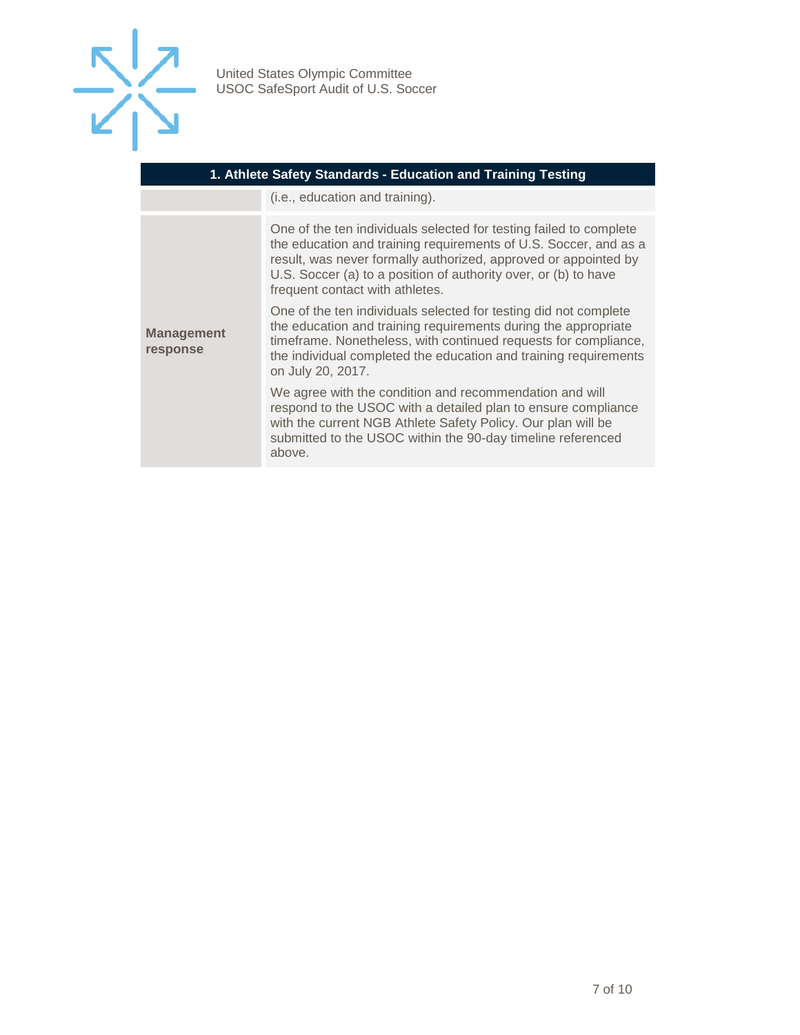| 1. Athlete Safety Standards - Education and Training Testing | |
|---|---|
| | (i.e., education and training). |
| **Management response** | One of the ten individuals selected for testing failed to complete the education and training requirements of U.S. Soccer, and as a result, was never formally authorized, approved or appointed by U.S. Soccer (a) to a position of authority over, or (b) to have frequent contact with athletes.<br><br>One of the ten individuals selected for testing did not complete the education and training requirements during the appropriate timeframe. Nonetheless, with continued requests for compliance, the individual completed the education and training requirements on July 20, 2017.<br><br>We agree with the condition and recommendation and will respond to the USOC with a detailed plan to ensure compliance with the current NGB Athlete Safety Policy. Our plan will be submitted to the USOC within the 90-day timeline referenced above. |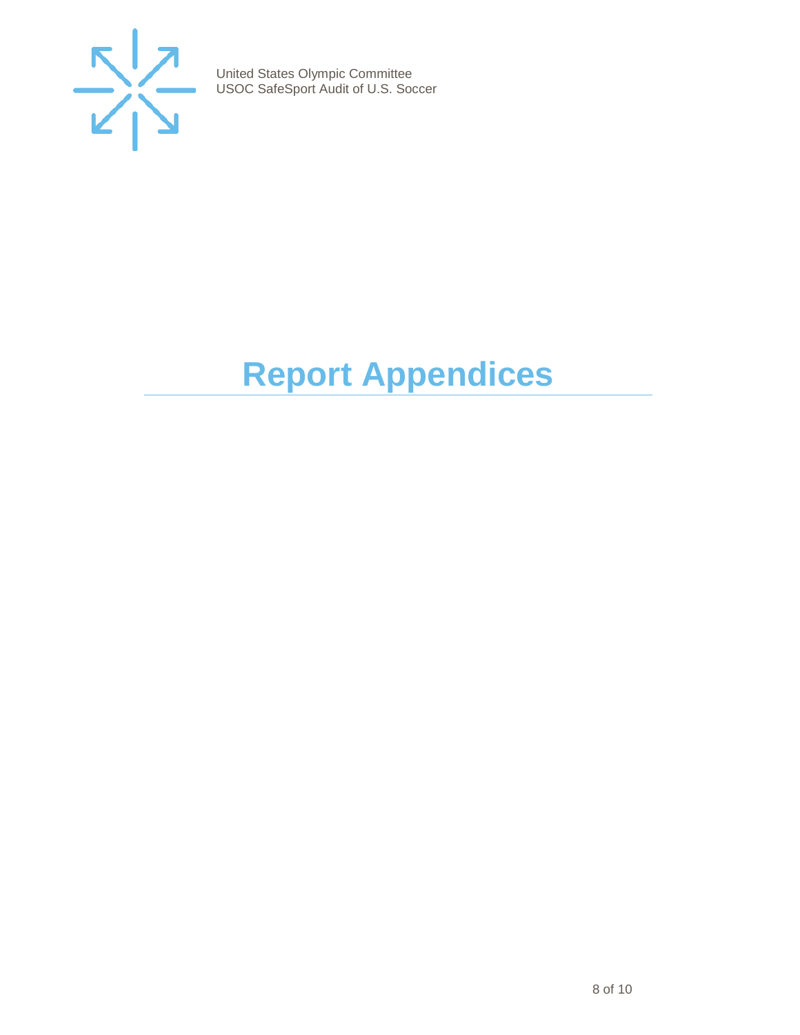# Report Appendices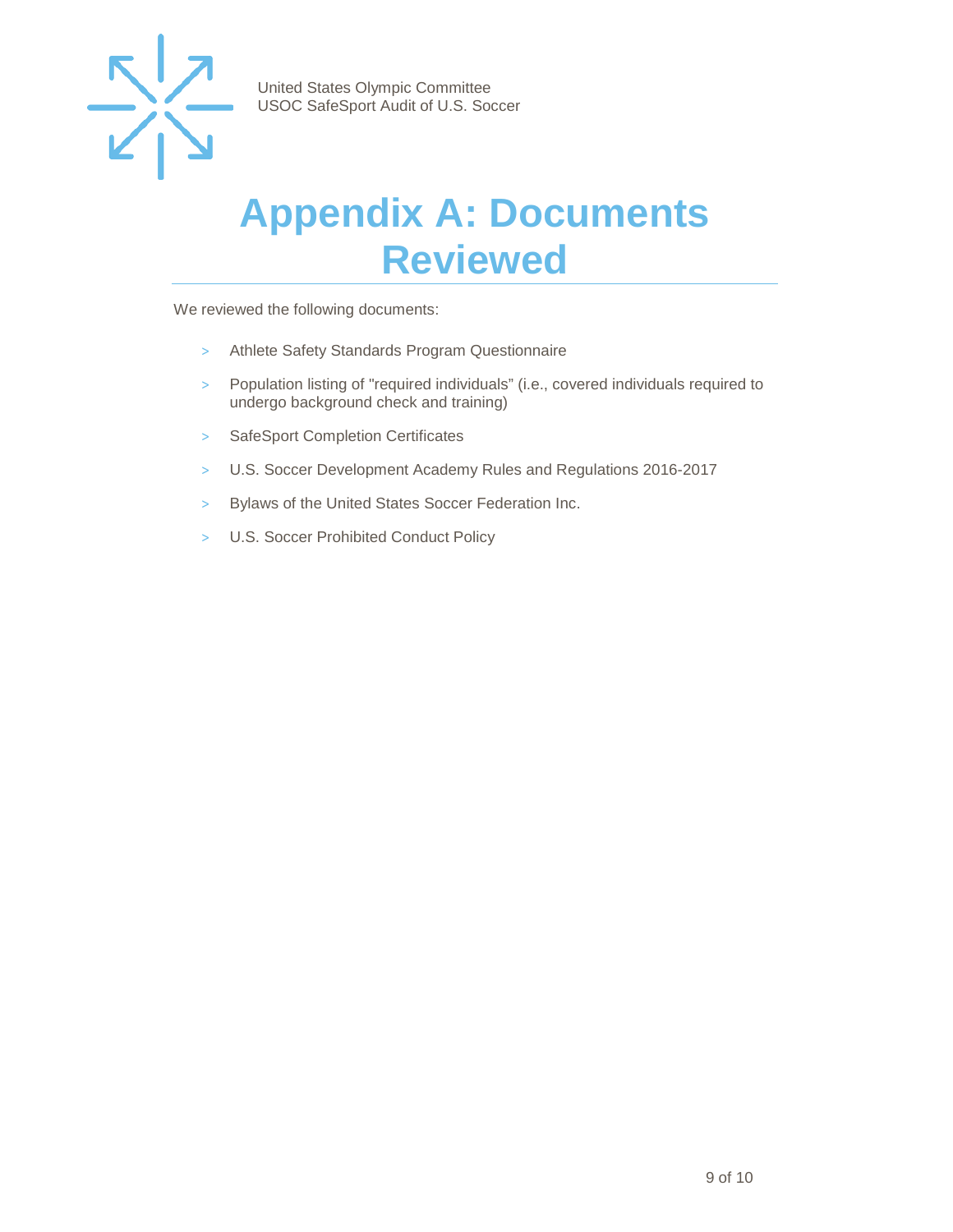# Appendix A: Documents Reviewed

We reviewed the following documents:

- Athlete Safety Standards Program Questionnaire
- Population listing of "required individuals" (i.e., covered individuals required to undergo background check and training)
- SafeSport Completion Certificates
- U.S. Soccer Development Academy Rules and Regulations 2016-2017
- Bylaws of the United States Soccer Federation Inc.
- U.S. Soccer Prohibited Conduct Policy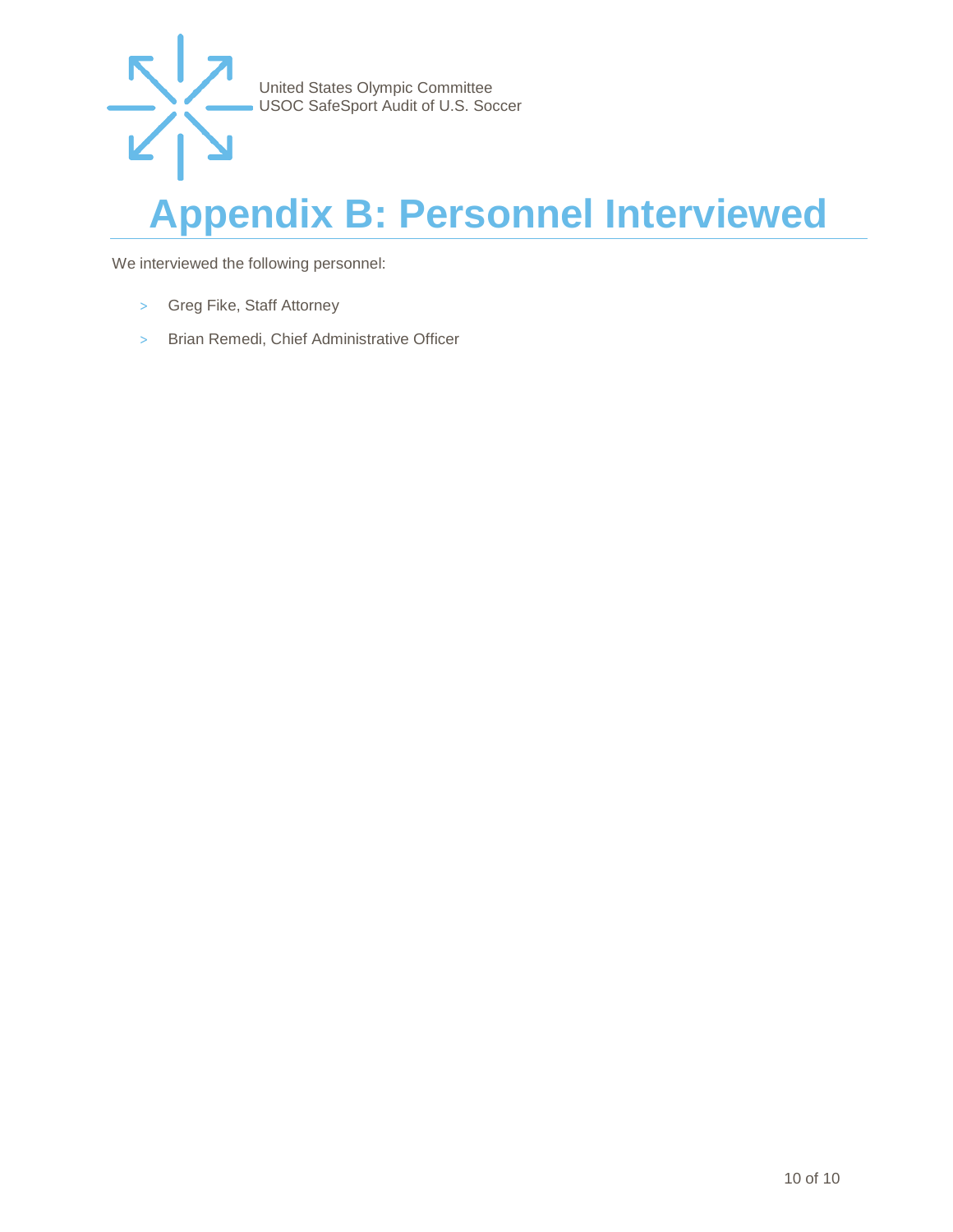# Appendix B: Personnel Interviewed

We interviewed the following personnel:

- Greg Fike, Staff Attorney
- Brian Remedi, Chief Administrative Officer